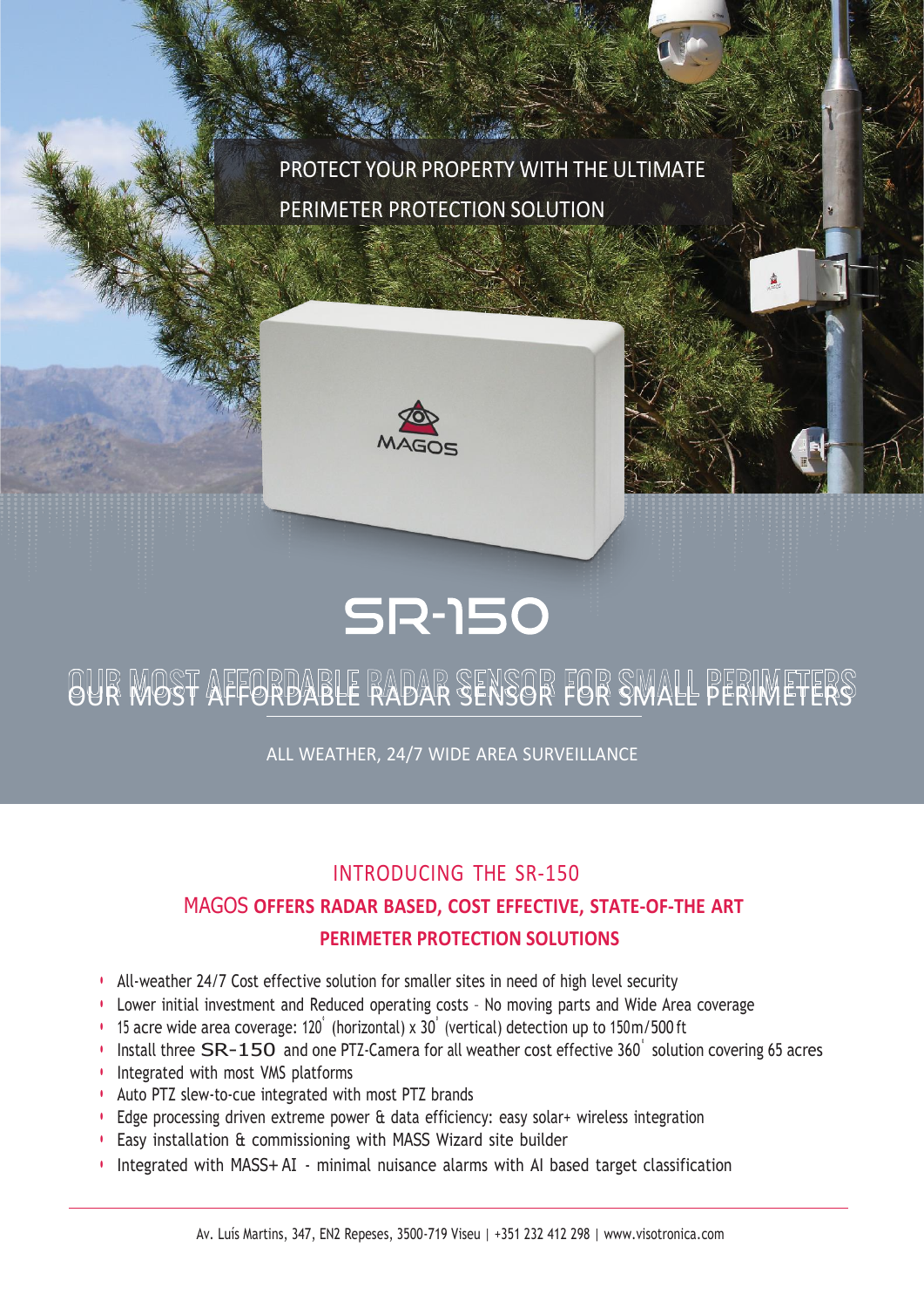PROTECT YOUR PROPERTY WITH THE ULTIMATE PERIMETER PROTECTION SOLUTION

MAGOS

# SR-150

## OUR MOST AFFORDABLE RADAR SENSOR FOR SMALL PERIMETERS

ALL WEATHER, 24/7 WIDE AREA SURVEILLANCE

### INTRODUCING THE SR-150

### MAGOS OFFERS RADAR BASED, COST EFFECTIVE, STATE-OF-THE ART PERIMETER PROTECTION SOLUTIONS

- All-weather 24/7 Cost effective solution for smaller sites in need of high level security
- Lower initial investment and Reduced operating costs - No moving parts and Wide Area coverage
- 15 acre wide area coverage: 120° (horizontal) x 30° (vertical) detection up to 150m/500 ft
- Install three SR-150 and one PTZ-Camera for all weather cost effective 360° solution covering 65 acres
- Integrated with most VMS platforms
- Auto PTZ slew-to-cue integrated with most PTZ brands
- Edge processing driven extreme power & data efficiency: easy solar+ wireless integration
- Easy installation & commissioning with MASS Wizard site builder
- Integrated with MASS+ AI - minimal nuisance alarms with AI based target classification

Av. Luís Martins, 347, EN2 Repeses, 3500-719 Viseu | +351 232 412 298 | www.visotronica.com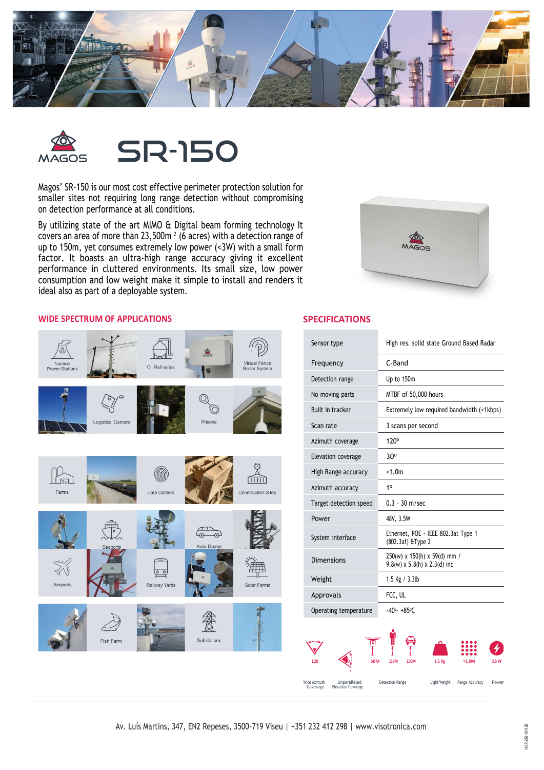# SR-150

Magos' SR-150 is our most cost effective perimeter protection solution for smaller sites not requiring long range detection without compromising on detection performance at all conditions.

By utilizing state of the art MIMO & Digital beam forming technology It covers an area of more than 23,500m $^2$ (6 acres) with a detection range of up to 150m, yet consumes extremely low power (<3W) with a small form factor. It boasts an ultra-high range accuracy giving it excellent performance in cluttered environments. Its small size, low power consumption and low weight make it simple to install and renders it ideal also as part of a deployable system.

## WIDE SPECTRUM OF APPLICATIONS

Nuclear Power Stations

Oil Refineries

Virtual Fence Radar System

Logistical Centers

Prisons

Farms

Data Centers

Construction Sites

Seaports

Auto Dealer

Airoports

Railway Yards

Solar Farms

Fish Farm

Substations

## SPECIFICATIONS

| | |
|---|---|
| Sensor type | High res. solid state Ground Based Radar |
| Frequency | C-Band |
| Detection range | Up to 150m |
| No moving parts | MTBF of 50,000 hours |
| Built in tracker | Extremely low required bandwidth (<1kbps) |
| Scan rate | 3 scans per second |
| Azimuth coverage | 120º |
| Elevation coverage | 30º |
| High Range accuracy | <1.0m |
| Azimuth accuracy | 1º |
| Target detection speed | 0.3 - 30 m/sec |
| Power | 48V, 3.5W |
| System interface | Ethernet, POE - IEEE 802.3at Type 1 (802.3af) &Type 2 |
| Dimensions | 250(w) x 150(h) x 59(d) mm / 9.8(w) x 5.8(h) x 2.3(d) inc |
| Weight | 1.5 Kg / 3.3lb |
| Approvals | FCC, UL |
| Operating temperature | -40º- +85ºC |

120 — Wide Azimuth Coverage

Unparalleled Elevation Coverage

50M 150M 150M — Detection Range

1.5 Kg — Light Weight

<1.0M — Range Accuracy

3.5 W — Power

Av. Luís Martins, 347, EN2 Repeses, 3500-719 Viseu | +351 232 412 298 | www.visotronica.com